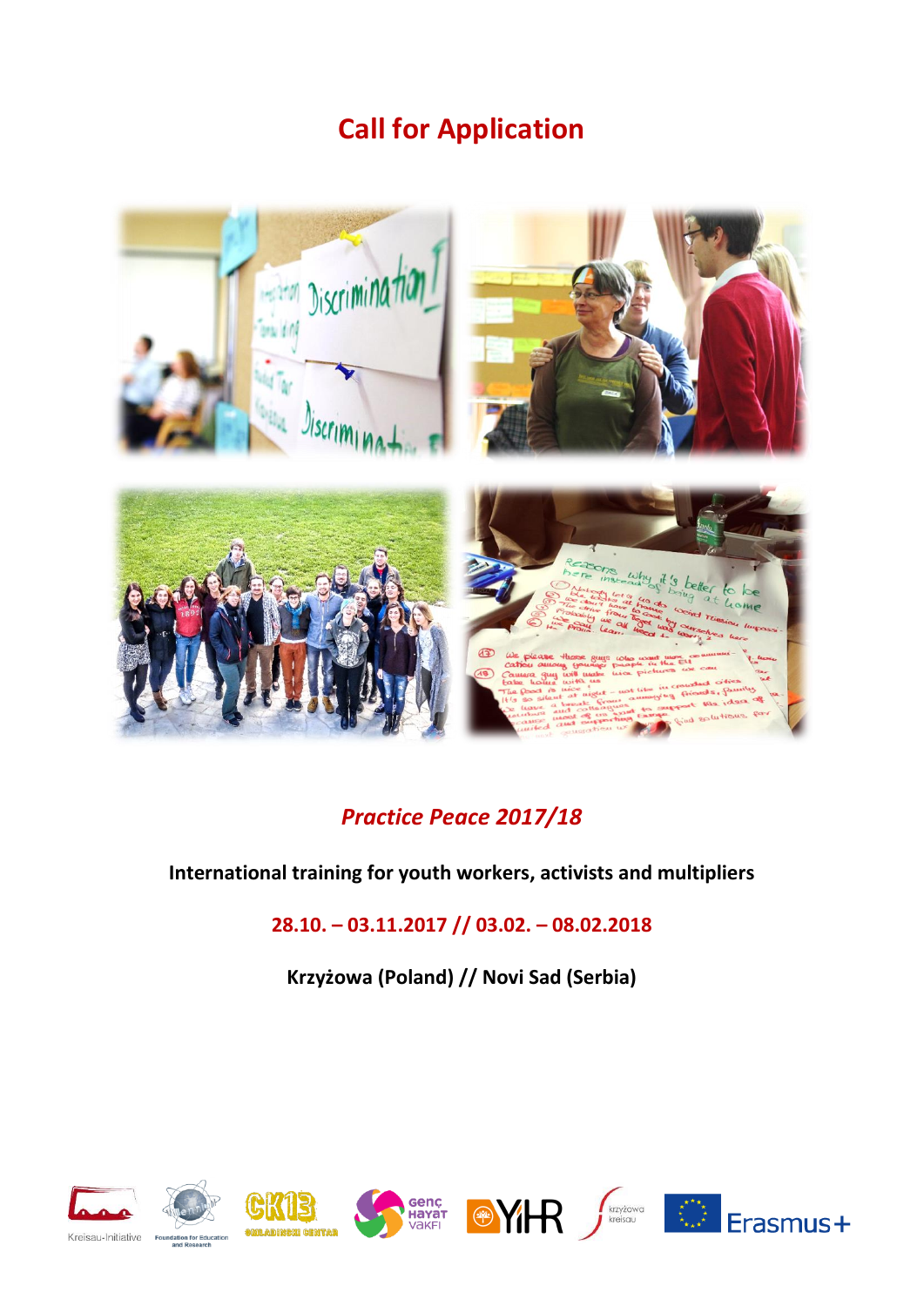# Call for Application

## *Practice Peace 2017/18*

**International training for youth workers, activists and multipliers**

**28.10. – 03.11.2017 // 03.02. – 08.02.2018**

**Krzyżowa (Poland) // Novi Sad (Serbia)**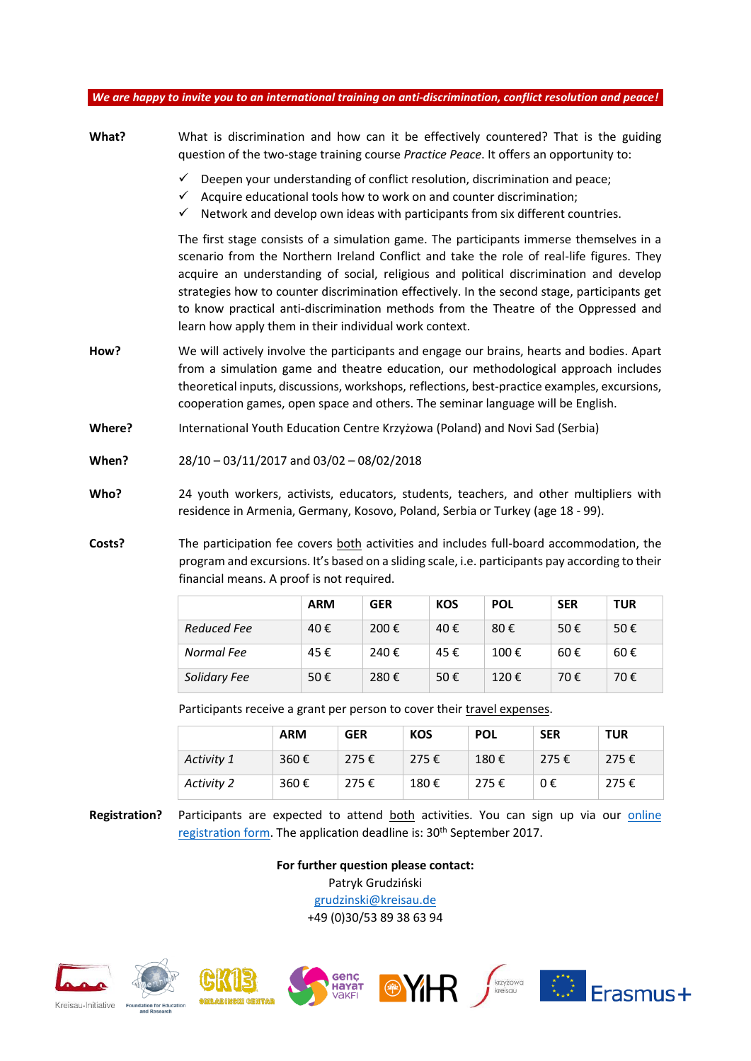***We are happy to invite you to an international training on anti-discrimination, conflict resolution and peace!***

**What?** What is discrimination and how can it be effectively countered? That is the guiding question of the two-stage training course *Practice Peace*. It offers an opportunity to:

- ✓ Deepen your understanding of conflict resolution, discrimination and peace;
- ✓ Acquire educational tools how to work on and counter discrimination;
- ✓ Network and develop own ideas with participants from six different countries.

The first stage consists of a simulation game. The participants immerse themselves in a scenario from the Northern Ireland Conflict and take the role of real-life figures. They acquire an understanding of social, religious and political discrimination and develop strategies how to counter discrimination effectively. In the second stage, participants get to know practical anti-discrimination methods from the Theatre of the Oppressed and learn how apply them in their individual work context.

**How?** We will actively involve the participants and engage our brains, hearts and bodies. Apart from a simulation game and theatre education, our methodological approach includes theoretical inputs, discussions, workshops, reflections, best-practice examples, excursions, cooperation games, open space and others. The seminar language will be English.

**Where?** International Youth Education Centre Krzyżowa (Poland) and Novi Sad (Serbia)

**When?** 28/10 – 03/11/2017 and 03/02 – 08/02/2018

**Who?** 24 youth workers, activists, educators, students, teachers, and other multipliers with residence in Armenia, Germany, Kosovo, Poland, Serbia or Turkey (age 18 - 99).

**Costs?** The participation fee covers both activities and includes full-board accommodation, the program and excursions. It's based on a sliding scale, i.e. participants pay according to their financial means. A proof is not required.

| | ARM | GER | KOS | POL | SER | TUR |
|---|---|---|---|---|---|---|
| *Reduced Fee* | 40 € | 200 € | 40 € | 80 € | 50 € | 50 € |
| *Normal Fee* | 45 € | 240 € | 45 € | 100 € | 60 € | 60 € |
| *Solidary Fee* | 50 € | 280 € | 50 € | 120 € | 70 € | 70 € |

Participants receive a grant per person to cover their travel expenses.

| | ARM | GER | KOS | POL | SER | TUR |
|---|---|---|---|---|---|---|
| *Activity 1* | 360 € | 275 € | 275 € | 180 € | 275 € | 275 € |
| *Activity 2* | 360 € | 275 € | 180 € | 275 € | 0 € | 275 € |

**Registration?** Participants are expected to attend both activities. You can sign up via our online registration form. The application deadline is: 30th September 2017.

**For further question please contact:**
Patryk Grudziński
grudzinski@kreisau.de
+49 (0)30/53 89 38 63 94